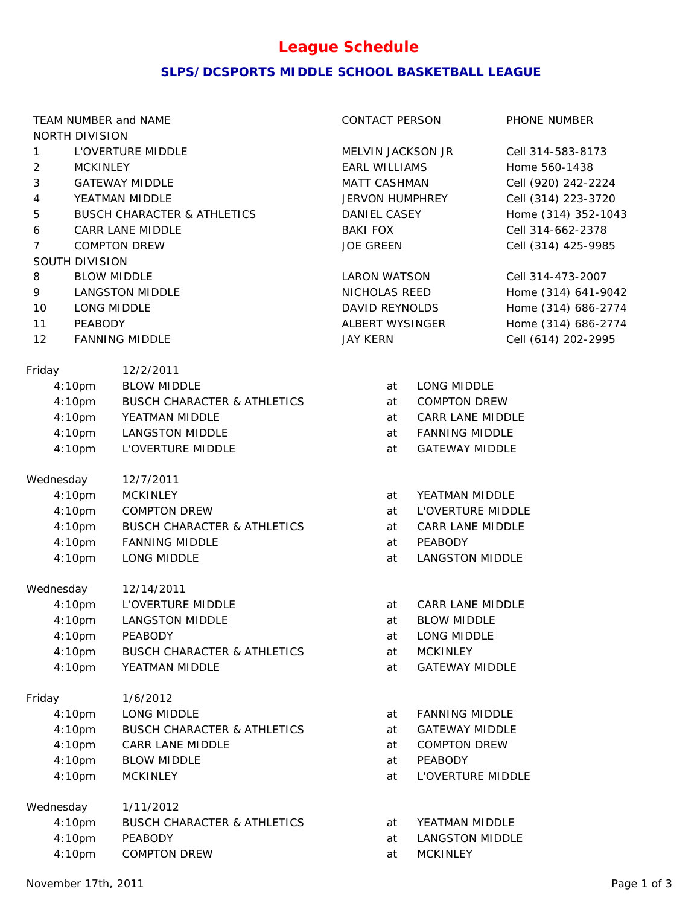# League Schedule

## SLPS/DCSPORTS MIDDLE SCHOOL BASKETBALL LEAGUE

| TEAM NUMBER and NAME | | CONTACT PERSON | PHONE NUMBER |
|---|---|---|---|
| NORTH DIVISION | | | |
| 1 | L'OVERTURE MIDDLE | MELVIN JACKSON JR | Cell 314-583-8173 |
| 2 | MCKINLEY | EARL WILLIAMS | Home 560-1438 |
| 3 | GATEWAY MIDDLE | MATT CASHMAN | Cell (920) 242-2224 |
| 4 | YEATMAN MIDDLE | JERVON HUMPHREY | Cell (314) 223-3720 |
| 5 | BUSCH CHARACTER & ATHLETICS | DANIEL CASEY | Home (314) 352-1043 |
| 6 | CARR LANE MIDDLE | BAKI FOX | Cell 314-662-2378 |
| 7 | COMPTON DREW | JOE GREEN | Cell (314) 425-9985 |
| SOUTH DIVISION | | | |
| 8 | BLOW MIDDLE | LARON WATSON | Cell 314-473-2007 |
| 9 | LANGSTON MIDDLE | NICHOLAS REED | Home (314) 641-9042 |
| 10 | LONG MIDDLE | DAVID REYNOLDS | Home (314) 686-2774 |
| 11 | PEABODY | ALBERT WYSINGER | Home (314) 686-2774 |
| 12 | FANNING MIDDLE | JAY KERN | Cell (614) 202-2995 |

| | | | |
|---|---|---|---|
| **Friday** | **12/2/2011** | | |
| 4:10pm | BLOW MIDDLE | at | LONG MIDDLE |
| 4:10pm | BUSCH CHARACTER & ATHLETICS | at | COMPTON DREW |
| 4:10pm | YEATMAN MIDDLE | at | CARR LANE MIDDLE |
| 4:10pm | LANGSTON MIDDLE | at | FANNING MIDDLE |
| 4:10pm | L'OVERTURE MIDDLE | at | GATEWAY MIDDLE |
| **Wednesday** | **12/7/2011** | | |
| 4:10pm | MCKINLEY | at | YEATMAN MIDDLE |
| 4:10pm | COMPTON DREW | at | L'OVERTURE MIDDLE |
| 4:10pm | BUSCH CHARACTER & ATHLETICS | at | CARR LANE MIDDLE |
| 4:10pm | FANNING MIDDLE | at | PEABODY |
| 4:10pm | LONG MIDDLE | at | LANGSTON MIDDLE |
| **Wednesday** | **12/14/2011** | | |
| 4:10pm | L'OVERTURE MIDDLE | at | CARR LANE MIDDLE |
| 4:10pm | LANGSTON MIDDLE | at | BLOW MIDDLE |
| 4:10pm | PEABODY | at | LONG MIDDLE |
| 4:10pm | BUSCH CHARACTER & ATHLETICS | at | MCKINLEY |
| 4:10pm | YEATMAN MIDDLE | at | GATEWAY MIDDLE |
| **Friday** | **1/6/2012** | | |
| 4:10pm | LONG MIDDLE | at | FANNING MIDDLE |
| 4:10pm | BUSCH CHARACTER & ATHLETICS | at | GATEWAY MIDDLE |
| 4:10pm | CARR LANE MIDDLE | at | COMPTON DREW |
| 4:10pm | BLOW MIDDLE | at | PEABODY |
| 4:10pm | MCKINLEY | at | L'OVERTURE MIDDLE |
| **Wednesday** | **1/11/2012** | | |
| 4:10pm | BUSCH CHARACTER & ATHLETICS | at | YEATMAN MIDDLE |
| 4:10pm | PEABODY | at | LANGSTON MIDDLE |
| 4:10pm | COMPTON DREW | at | MCKINLEY |

November 17th, 2011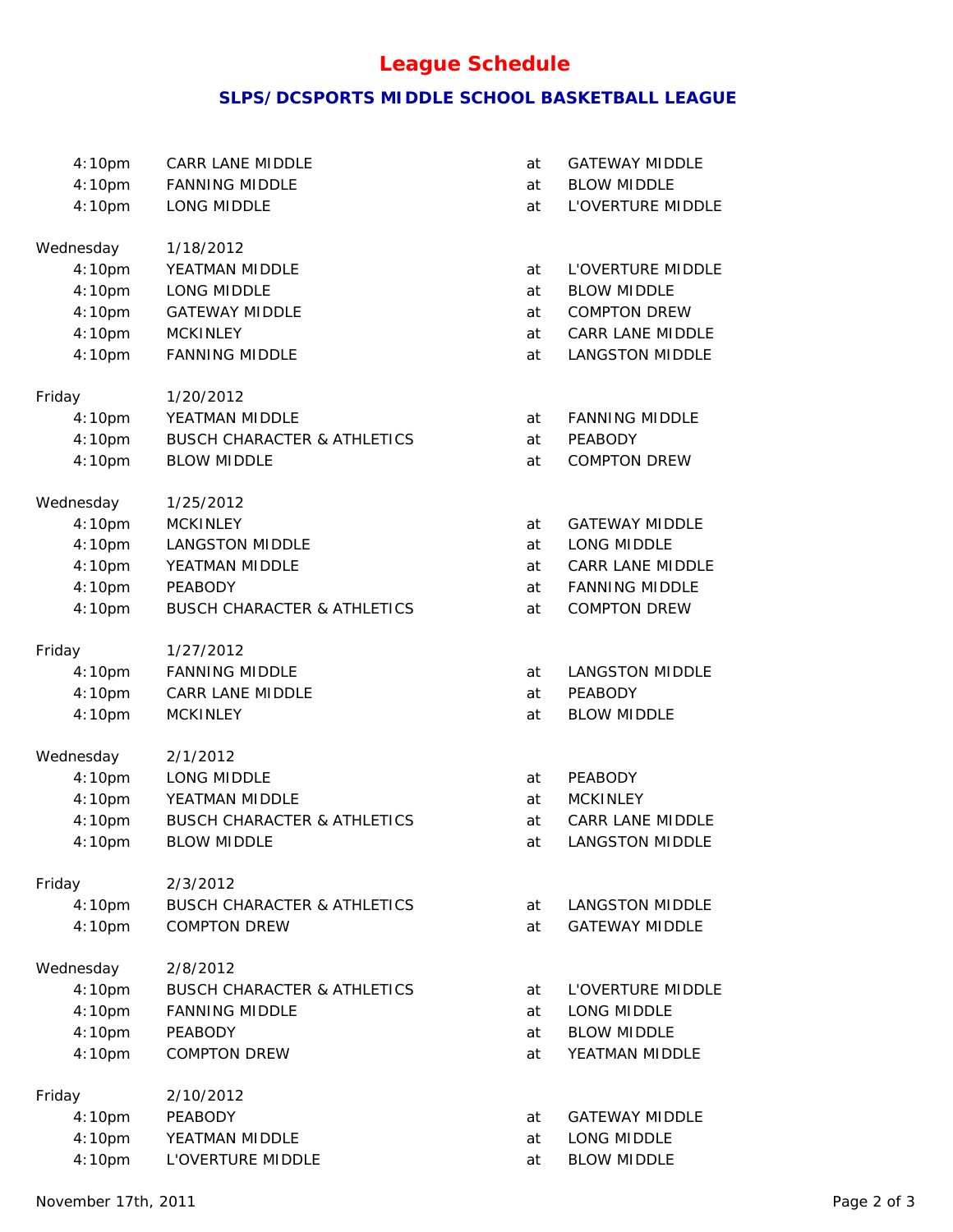# League Schedule

## SLPS/DCSPORTS MIDDLE SCHOOL BASKETBALL LEAGUE

| | | | |
|---|---|---|---|
| 4:10pm | CARR LANE MIDDLE | at | GATEWAY MIDDLE |
| 4:10pm | FANNING MIDDLE | at | BLOW MIDDLE |
| 4:10pm | LONG MIDDLE | at | L'OVERTURE MIDDLE |
| **Wednesday** | **1/18/2012** | | |
| 4:10pm | YEATMAN MIDDLE | at | L'OVERTURE MIDDLE |
| 4:10pm | LONG MIDDLE | at | BLOW MIDDLE |
| 4:10pm | GATEWAY MIDDLE | at | COMPTON DREW |
| 4:10pm | MCKINLEY | at | CARR LANE MIDDLE |
| 4:10pm | FANNING MIDDLE | at | LANGSTON MIDDLE |
| **Friday** | **1/20/2012** | | |
| 4:10pm | YEATMAN MIDDLE | at | FANNING MIDDLE |
| 4:10pm | BUSCH CHARACTER & ATHLETICS | at | PEABODY |
| 4:10pm | BLOW MIDDLE | at | COMPTON DREW |
| **Wednesday** | **1/25/2012** | | |
| 4:10pm | MCKINLEY | at | GATEWAY MIDDLE |
| 4:10pm | LANGSTON MIDDLE | at | LONG MIDDLE |
| 4:10pm | YEATMAN MIDDLE | at | CARR LANE MIDDLE |
| 4:10pm | PEABODY | at | FANNING MIDDLE |
| 4:10pm | BUSCH CHARACTER & ATHLETICS | at | COMPTON DREW |
| **Friday** | **1/27/2012** | | |
| 4:10pm | FANNING MIDDLE | at | LANGSTON MIDDLE |
| 4:10pm | CARR LANE MIDDLE | at | PEABODY |
| 4:10pm | MCKINLEY | at | BLOW MIDDLE |
| **Wednesday** | **2/1/2012** | | |
| 4:10pm | LONG MIDDLE | at | PEABODY |
| 4:10pm | YEATMAN MIDDLE | at | MCKINLEY |
| 4:10pm | BUSCH CHARACTER & ATHLETICS | at | CARR LANE MIDDLE |
| 4:10pm | BLOW MIDDLE | at | LANGSTON MIDDLE |
| **Friday** | **2/3/2012** | | |
| 4:10pm | BUSCH CHARACTER & ATHLETICS | at | LANGSTON MIDDLE |
| 4:10pm | COMPTON DREW | at | GATEWAY MIDDLE |
| **Wednesday** | **2/8/2012** | | |
| 4:10pm | BUSCH CHARACTER & ATHLETICS | at | L'OVERTURE MIDDLE |
| 4:10pm | FANNING MIDDLE | at | LONG MIDDLE |
| 4:10pm | PEABODY | at | BLOW MIDDLE |
| 4:10pm | COMPTON DREW | at | YEATMAN MIDDLE |
| **Friday** | **2/10/2012** | | |
| 4:10pm | PEABODY | at | GATEWAY MIDDLE |
| 4:10pm | YEATMAN MIDDLE | at | LONG MIDDLE |
| 4:10pm | L'OVERTURE MIDDLE | at | BLOW MIDDLE |

November 17th, 2011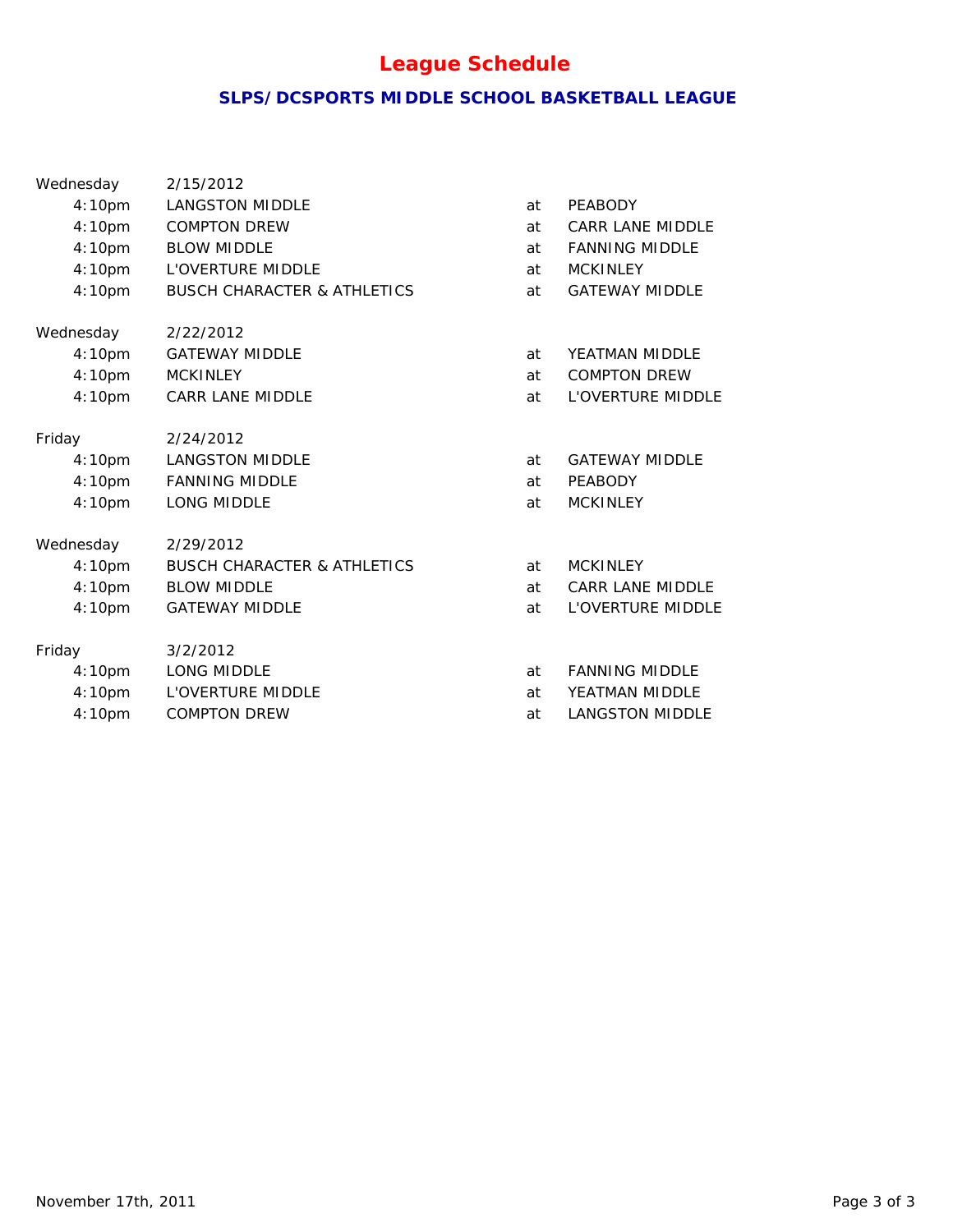# League Schedule

## SLPS/DCSPORTS MIDDLE SCHOOL BASKETBALL LEAGUE

| | | | |
|---|---|---|---|
| Wednesday | 2/15/2012 | | |
| 4:10pm | LANGSTON MIDDLE | at | PEABODY |
| 4:10pm | COMPTON DREW | at | CARR LANE MIDDLE |
| 4:10pm | BLOW MIDDLE | at | FANNING MIDDLE |
| 4:10pm | L'OVERTURE MIDDLE | at | MCKINLEY |
| 4:10pm | BUSCH CHARACTER & ATHLETICS | at | GATEWAY MIDDLE |
| Wednesday | 2/22/2012 | | |
| 4:10pm | GATEWAY MIDDLE | at | YEATMAN MIDDLE |
| 4:10pm | MCKINLEY | at | COMPTON DREW |
| 4:10pm | CARR LANE MIDDLE | at | L'OVERTURE MIDDLE |
| Friday | 2/24/2012 | | |
| 4:10pm | LANGSTON MIDDLE | at | GATEWAY MIDDLE |
| 4:10pm | FANNING MIDDLE | at | PEABODY |
| 4:10pm | LONG MIDDLE | at | MCKINLEY |
| Wednesday | 2/29/2012 | | |
| 4:10pm | BUSCH CHARACTER & ATHLETICS | at | MCKINLEY |
| 4:10pm | BLOW MIDDLE | at | CARR LANE MIDDLE |
| 4:10pm | GATEWAY MIDDLE | at | L'OVERTURE MIDDLE |
| Friday | 3/2/2012 | | |
| 4:10pm | LONG MIDDLE | at | FANNING MIDDLE |
| 4:10pm | L'OVERTURE MIDDLE | at | YEATMAN MIDDLE |
| 4:10pm | COMPTON DREW | at | LANGSTON MIDDLE |

November 17th, 2011